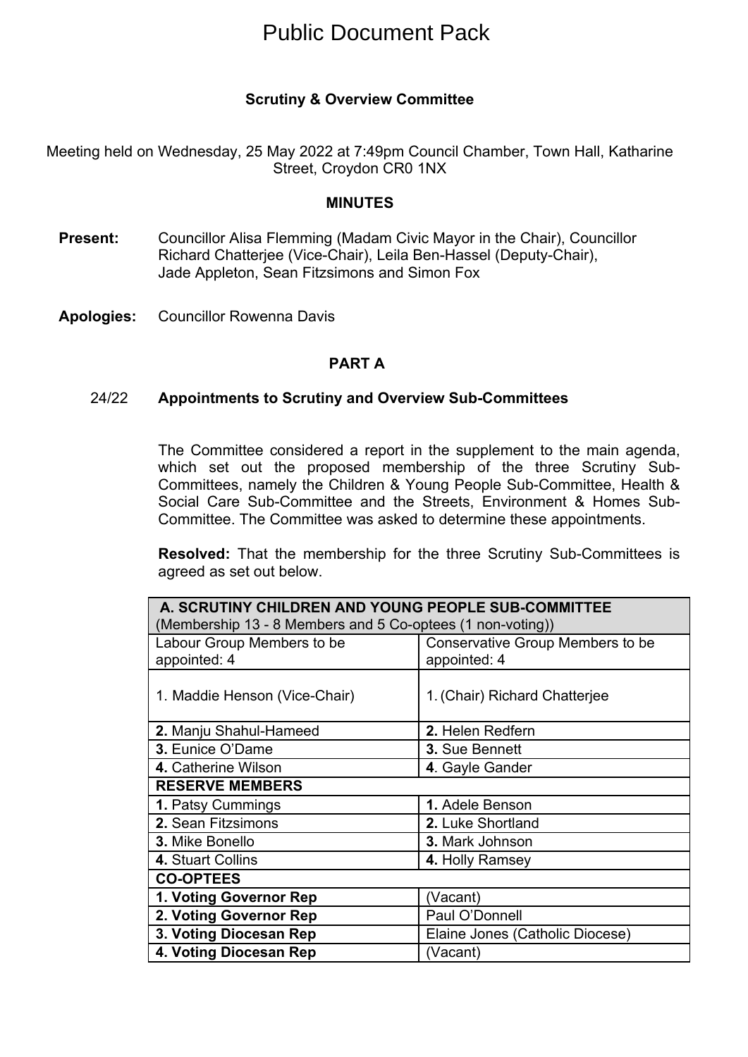# Public Document Pack

## Scrutiny & Overview Committee

Meeting held on Wednesday, 25 May 2022 at 7:49pm Council Chamber, Town Hall, Katharine Street, Croydon CR0 1NX

### MINUTES

**Present:** Councillor Alisa Flemming (Madam Civic Mayor in the Chair), Councillor Richard Chatterjee (Vice-Chair), Leila Ben-Hassel (Deputy-Chair), Jade Appleton, Sean Fitzsimons and Simon Fox

**Apologies:** Councillor Rowenna Davis

### PART A

#### 24/22 Appointments to Scrutiny and Overview Sub-Committees

The Committee considered a report in the supplement to the main agenda, which set out the proposed membership of the three Scrutiny Sub-Committees, namely the Children & Young People Sub-Committee, Health & Social Care Sub-Committee and the Streets, Environment & Homes Sub-Committee. The Committee was asked to determine these appointments.

**Resolved:** That the membership for the three Scrutiny Sub-Committees is agreed as set out below.

| **A. SCRUTINY CHILDREN AND YOUNG PEOPLE SUB-COMMITTEE** (Membership 13 - 8 Members and 5 Co-optees (1 non-voting)) | |
|---|---|
| Labour Group Members to be appointed: 4 | Conservative Group Members to be appointed: 4 |
| 1. Maddie Henson (Vice-Chair) | 1. (Chair) Richard Chatterjee |
| **2.** Manju Shahul-Hameed | **2.** Helen Redfern |
| **3.** Eunice O'Dame | **3.** Sue Bennett |
| **4.** Catherine Wilson | **4**. Gayle Gander |
| **RESERVE MEMBERS** | |
| **1.** Patsy Cummings | **1.** Adele Benson |
| **2.** Sean Fitzsimons | **2.** Luke Shortland |
| **3.** Mike Bonello | **3.** Mark Johnson |
| **4.** Stuart Collins | **4.** Holly Ramsey |
| **CO-OPTEES** | |
| **1. Voting Governor Rep** | (Vacant) |
| **2. Voting Governor Rep** | Paul O'Donnell |
| **3. Voting Diocesan Rep** | Elaine Jones (Catholic Diocese) |
| **4. Voting Diocesan Rep** | (Vacant) |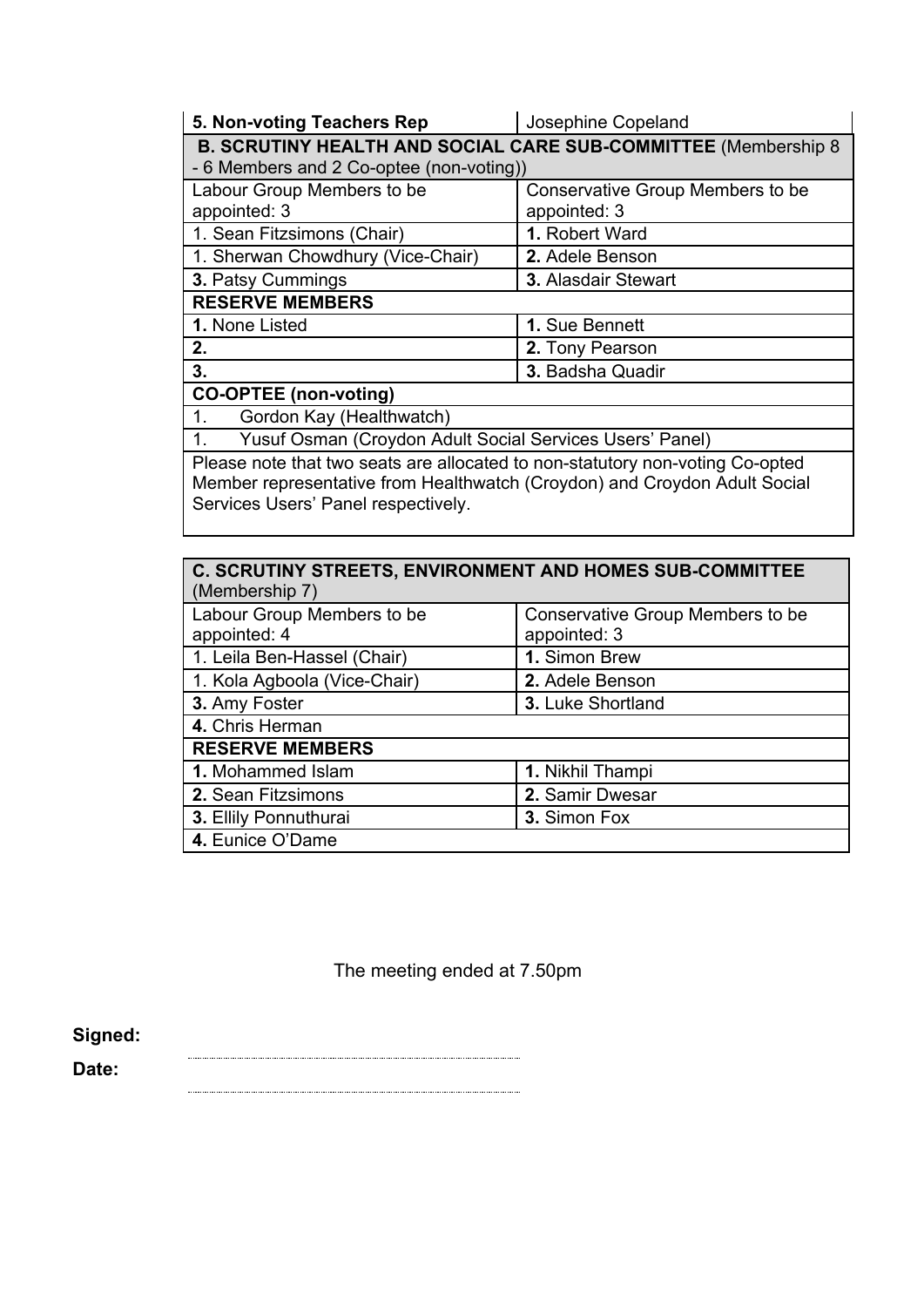| | |
|---|---|
| **5. Non-voting Teachers Rep** | Josephine Copeland |
| **B. SCRUTINY HEALTH AND SOCIAL CARE SUB-COMMITTEE** (Membership 8 - 6 Members and 2 Co-optee (non-voting)) | |
| Labour Group Members to be appointed: 3 | Conservative Group Members to be appointed: 3 |
| 1. Sean Fitzsimons (Chair) | **1.** Robert Ward |
| 1. Sherwan Chowdhury (Vice-Chair) | **2.** Adele Benson |
| **3.** Patsy Cummings | **3.** Alasdair Stewart |
| **RESERVE MEMBERS** | |
| **1.** None Listed | **1.** Sue Bennett |
| **2.** | **2.** Tony Pearson |
| **3.** | **3.** Badsha Quadir |
| **CO-OPTEE (non-voting)** | |
| 1. Gordon Kay (Healthwatch) | |
| 1. Yusuf Osman (Croydon Adult Social Services Users' Panel) | |
| Please note that two seats are allocated to non-statutory non-voting Co-opted Member representative from Healthwatch (Croydon) and Croydon Adult Social Services Users' Panel respectively. | |

| | |
|---|---|
| **C. SCRUTINY STREETS, ENVIRONMENT AND HOMES SUB-COMMITTEE** (Membership 7) | |
| Labour Group Members to be appointed: 4 | Conservative Group Members to be appointed: 3 |
| 1. Leila Ben-Hassel (Chair) | **1.** Simon Brew |
| 1. Kola Agboola (Vice-Chair) | **2.** Adele Benson |
| **3.** Amy Foster | **3.** Luke Shortland |
| **4.** Chris Herman | |
| **RESERVE MEMBERS** | |
| **1.** Mohammed Islam | **1.** Nikhil Thampi |
| **2.** Sean Fitzsimons | **2.** Samir Dwesar |
| **3.** Ellily Ponnuthurai | **3.** Simon Fox |
| **4.** Eunice O'Dame | |

The meeting ended at 7.50pm

**Signed:** ..........................................

**Date:** ..........................................